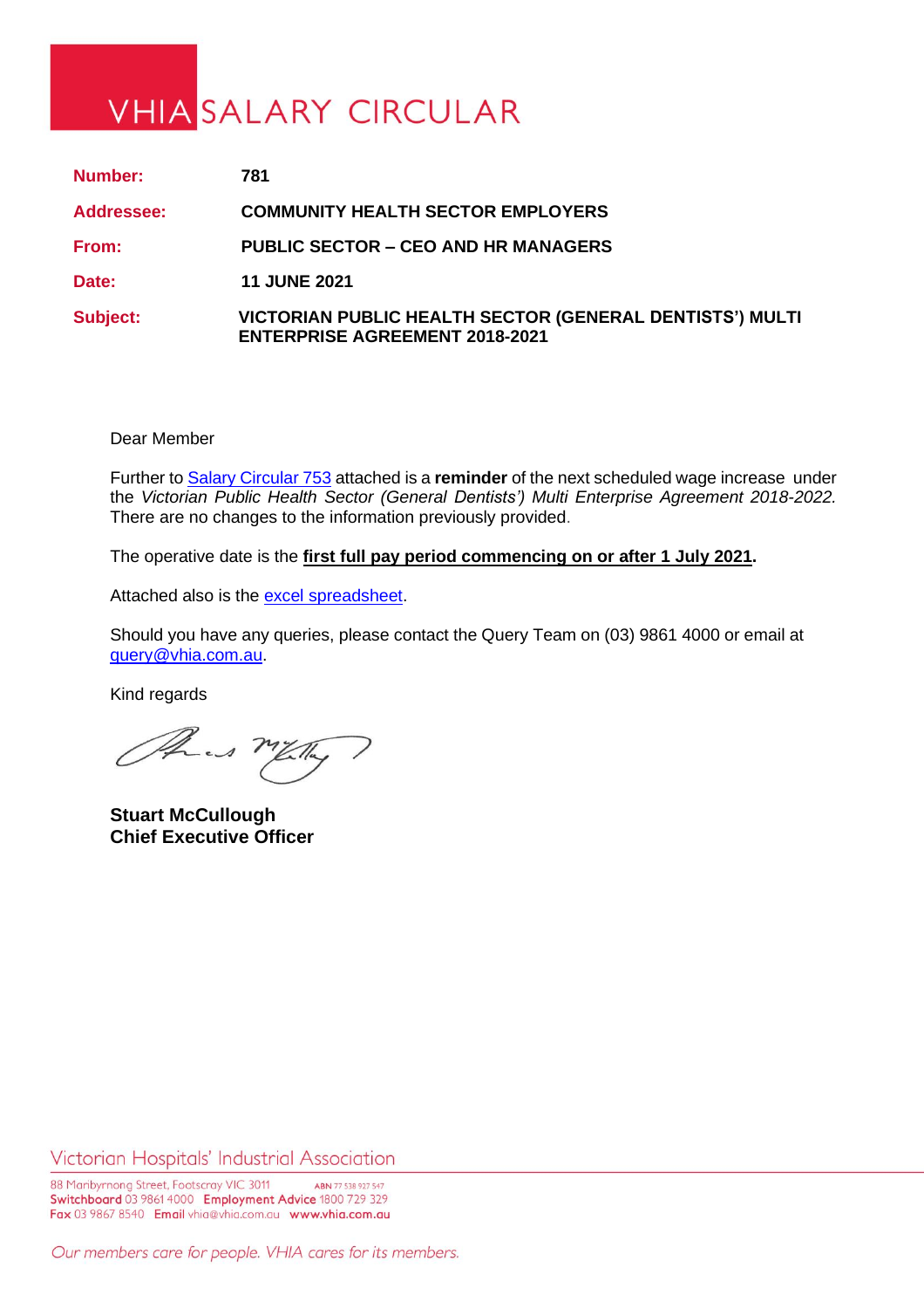# VHIA SALARY CIRCULAR

| | |
|---|---|
| **Number:** | **781** |
| **Addressee:** | **COMMUNITY HEALTH SECTOR EMPLOYERS** |
| **From:** | **PUBLIC SECTOR – CEO AND HR MANAGERS** |
| **Date:** | **11 JUNE 2021** |
| **Subject:** | **VICTORIAN PUBLIC HEALTH SECTOR (GENERAL DENTISTS') MULTI ENTERPRISE AGREEMENT 2018-2021** |

Dear Member

Further to Salary Circular 753 attached is a **reminder** of the next scheduled wage increase under the *Victorian Public Health Sector (General Dentists') Multi Enterprise Agreement 2018-2022.* There are no changes to the information previously provided.

The operative date is the **first full pay period commencing on or after 1 July 2021**.

Attached also is the excel spreadsheet.

Should you have any queries, please contact the Query Team on (03) 9861 4000 or email at query@vhia.com.au.

Kind regards

**Stuart McCullough**
**Chief Executive Officer**

Victorian Hospitals' Industrial Association

88 Maribyrnong Street, Footscray VIC 3011 ABN 77 538 927 547
**Switchboard** 03 9861 4000 **Employment Advice** 1800 729 329
**Fax** 03 9867 8540 **Email** vhia@vhia.com.au **www.vhia.com.au**

*Our members care for people. VHIA cares for its members.*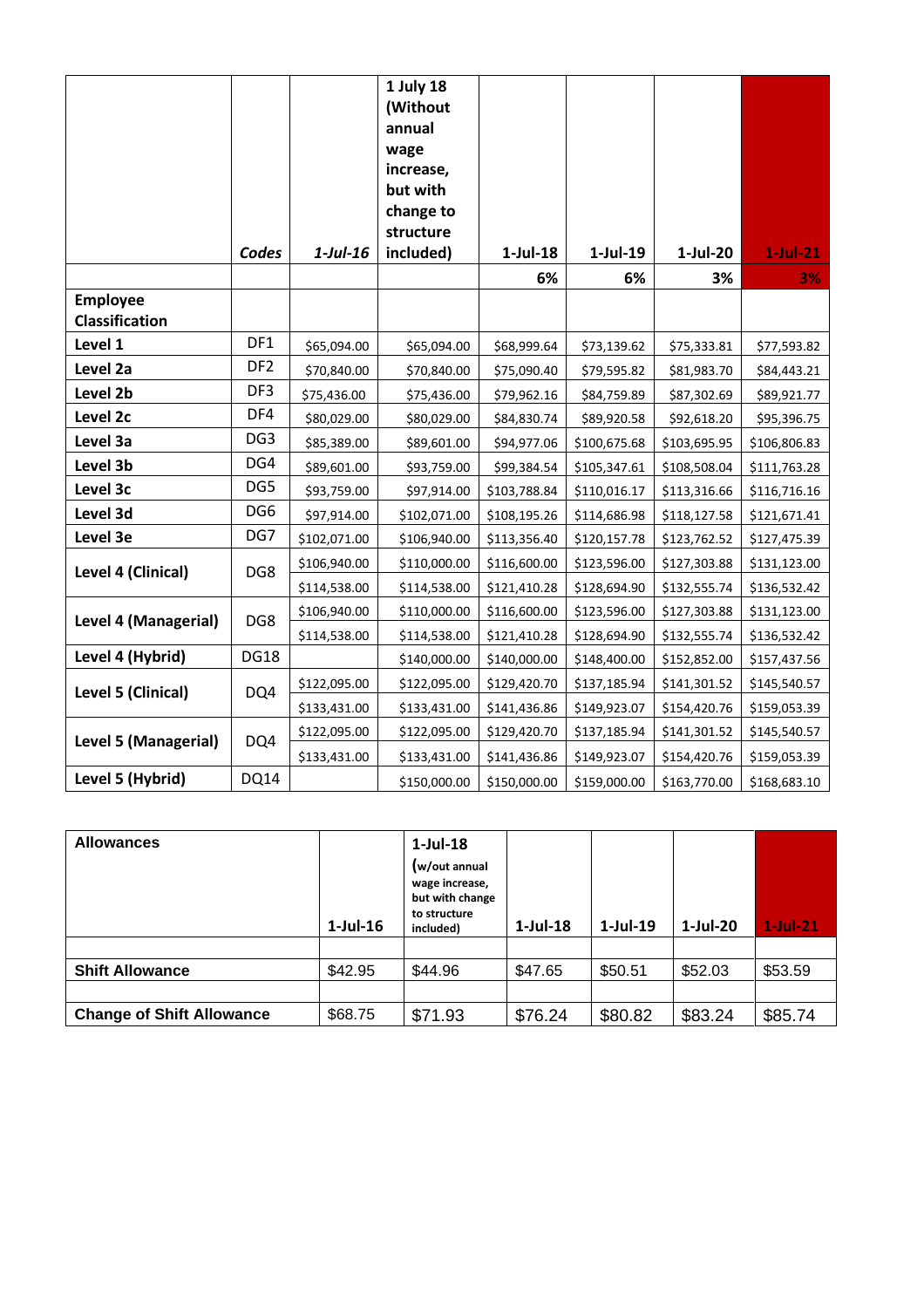| | Codes | 1-Jul-16 | 1 July 18 (Without annual wage increase, but with change to structure included) | 1-Jul-18 | 1-Jul-19 | 1-Jul-20 | 1-Jul-21 |
|---|---|---|---|---|---|---|---|
| | | | | 6% | 6% | 3% | 3% |
| **Employee Classification** | | | | | | | |
| **Level 1** | DF1 | $65,094.00 | $65,094.00 | $68,999.64 | $73,139.62 | $75,333.81 | $77,593.82 |
| **Level 2a** | DF2 | $70,840.00 | $70,840.00 | $75,090.40 | $79,595.82 | $81,983.70 | $84,443.21 |
| **Level 2b** | DF3 | $75,436.00 | $75,436.00 | $79,962.16 | $84,759.89 | $87,302.69 | $89,921.77 |
| **Level 2c** | DF4 | $80,029.00 | $80,029.00 | $84,830.74 | $89,920.58 | $92,618.20 | $95,396.75 |
| **Level 3a** | DG3 | $85,389.00 | $89,601.00 | $94,977.06 | $100,675.68 | $103,695.95 | $106,806.83 |
| **Level 3b** | DG4 | $89,601.00 | $93,759.00 | $99,384.54 | $105,347.61 | $108,508.04 | $111,763.28 |
| **Level 3c** | DG5 | $93,759.00 | $97,914.00 | $103,788.84 | $110,016.17 | $113,316.66 | $116,716.16 |
| **Level 3d** | DG6 | $97,914.00 | $102,071.00 | $108,195.26 | $114,686.98 | $118,127.58 | $121,671.41 |
| **Level 3e** | DG7 | $102,071.00 | $106,940.00 | $113,356.40 | $120,157.78 | $123,762.52 | $127,475.39 |
| **Level 4 (Clinical)** | DG8 | $106,940.00 | $110,000.00 | $116,600.00 | $123,596.00 | $127,303.88 | $131,123.00 |
| | | $114,538.00 | $114,538.00 | $121,410.28 | $128,694.90 | $132,555.74 | $136,532.42 |
| **Level 4 (Managerial)** | DG8 | $106,940.00 | $110,000.00 | $116,600.00 | $123,596.00 | $127,303.88 | $131,123.00 |
| | | $114,538.00 | $114,538.00 | $121,410.28 | $128,694.90 | $132,555.74 | $136,532.42 |
| **Level 4 (Hybrid)** | DG18 | | $140,000.00 | $140,000.00 | $148,400.00 | $152,852.00 | $157,437.56 |
| **Level 5 (Clinical)** | DQ4 | $122,095.00 | $122,095.00 | $129,420.70 | $137,185.94 | $141,301.52 | $145,540.57 |
| | | $133,431.00 | $133,431.00 | $141,436.86 | $149,923.07 | $154,420.76 | $159,053.39 |
| **Level 5 (Managerial)** | DQ4 | $122,095.00 | $122,095.00 | $129,420.70 | $137,185.94 | $141,301.52 | $145,540.57 |
| | | $133,431.00 | $133,431.00 | $141,436.86 | $149,923.07 | $154,420.76 | $159,053.39 |
| **Level 5 (Hybrid)** | DQ14 | | $150,000.00 | $150,000.00 | $159,000.00 | $163,770.00 | $168,683.10 |

| Allowances | 1-Jul-16 | 1-Jul-18 (w/out annual wage increase, but with change to structure included) | 1-Jul-18 | 1-Jul-19 | 1-Jul-20 | 1-Jul-21 |
|---|---|---|---|---|---|---|
| | | | | | | |
| **Shift Allowance** | $42.95 | $44.96 | $47.65 | $50.51 | $52.03 | $53.59 |
| | | | | | | |
| **Change of Shift Allowance** | $68.75 | $71.93 | $76.24 | $80.82 | $83.24 | $85.74 |